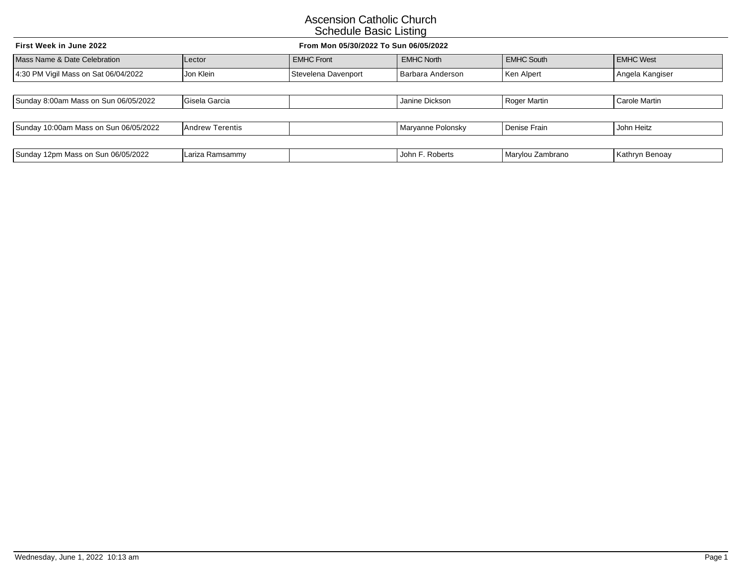# Ascension Catholic Church
## Schedule Basic Listing

**First Week in June 2022** **From Mon 05/30/2022 To Sun 06/05/2022**

| Mass Name & Date Celebration | Lector | EMHC Front | EMHC North | EMHC South | EMHC West |
|---|---|---|---|---|---|
| 4:30 PM Vigil Mass on Sat 06/04/2022 | Jon Klein | Stevelena Davenport | Barbara Anderson | Ken Alpert | Angela Kangiser |
| Sunday 8:00am Mass on Sun 06/05/2022 | Gisela Garcia | | Janine Dickson | Roger Martin | Carole Martin |
| Sunday 10:00am Mass on Sun 06/05/2022 | Andrew Terentis | | Maryanne Polonsky | Denise Frain | John Heitz |
| Sunday 12pm Mass on Sun 06/05/2022 | Lariza Ramsammy | | John F. Roberts | Marylou Zambrano | Kathryn Benoay |

Wednesday, June 1, 2022 10:13 am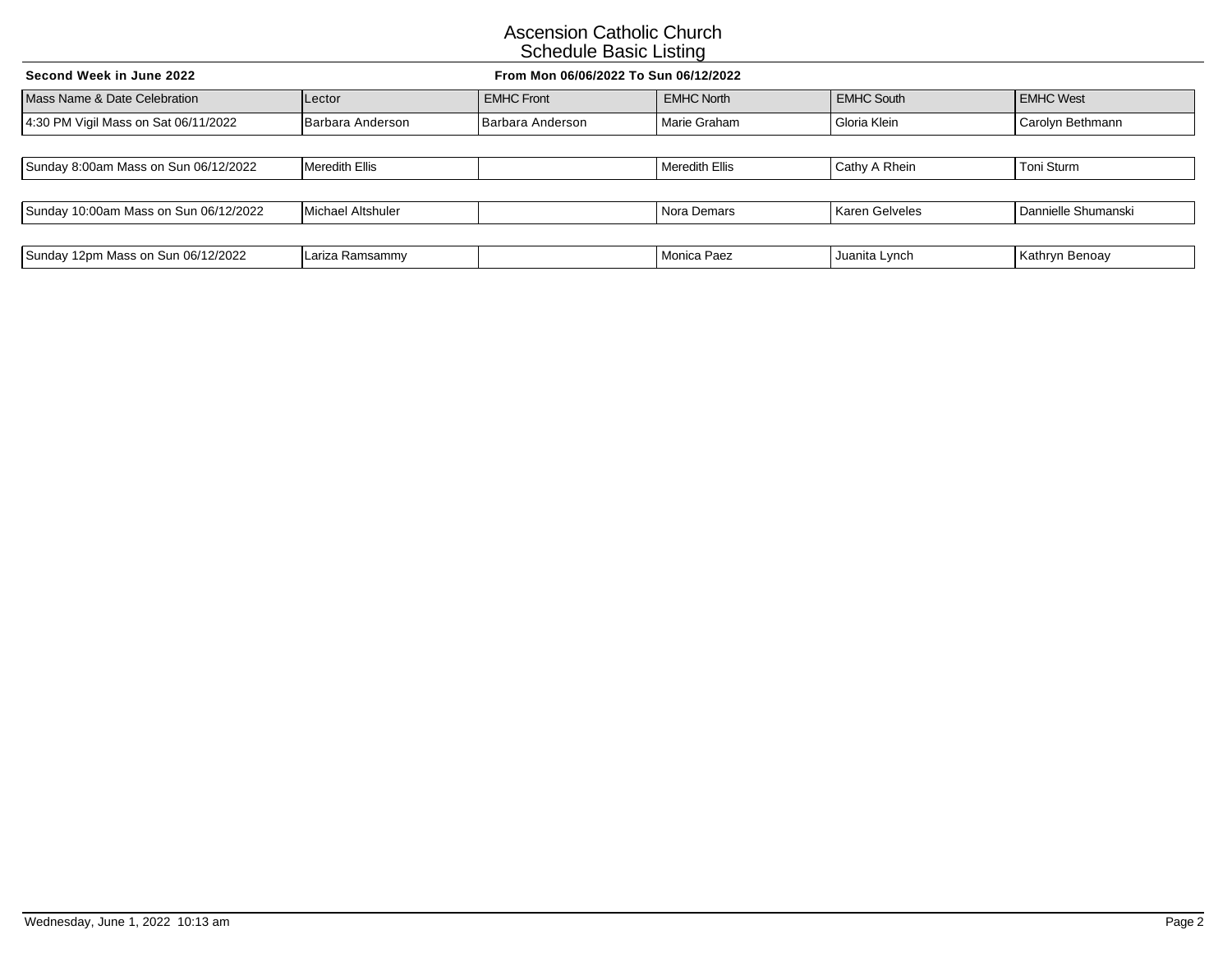# Ascension Catholic Church
## Schedule Basic Listing

**Second Week in June 2022** **From Mon 06/06/2022 To Sun 06/12/2022**

| Mass Name & Date Celebration | Lector | EMHC Front | EMHC North | EMHC South | EMHC West |
|---|---|---|---|---|---|
| 4:30 PM Vigil Mass on Sat 06/11/2022 | Barbara Anderson | Barbara Anderson | Marie Graham | Gloria Klein | Carolyn Bethmann |
| Sunday 8:00am Mass on Sun 06/12/2022 | Meredith Ellis | | Meredith Ellis | Cathy A Rhein | Toni Sturm |
| Sunday 10:00am Mass on Sun 06/12/2022 | Michael Altshuler | | Nora Demars | Karen Gelveles | Dannielle Shumanski |
| Sunday 12pm Mass on Sun 06/12/2022 | Lariza Ramsammy | | Monica Paez | Juanita Lynch | Kathryn Benoay |

Wednesday, June 1, 2022 10:13 am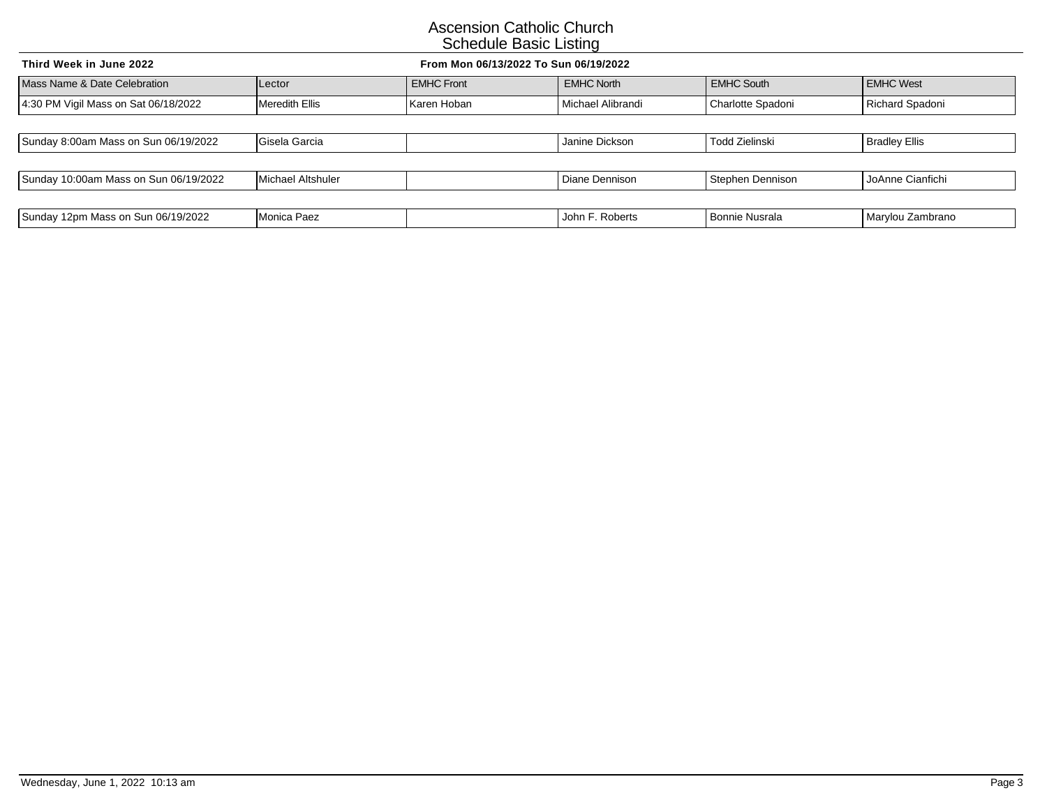# Ascension Catholic Church
## Schedule Basic Listing

**Third Week in June 2022** | **From Mon 06/13/2022 To Sun 06/19/2022**

| Mass Name & Date Celebration | Lector | EMHC Front | EMHC North | EMHC South | EMHC West |
|---|---|---|---|---|---|
| 4:30 PM Vigil Mass on Sat 06/18/2022 | Meredith Ellis | Karen Hoban | Michael Alibrandi | Charlotte Spadoni | Richard Spadoni |
| Sunday 8:00am Mass on Sun 06/19/2022 | Gisela Garcia | | Janine Dickson | Todd Zielinski | Bradley Ellis |
| Sunday 10:00am Mass on Sun 06/19/2022 | Michael Altshuler | | Diane Dennison | Stephen Dennison | JoAnne Cianfichi |
| Sunday 12pm Mass on Sun 06/19/2022 | Monica Paez | | John F. Roberts | Bonnie Nusrala | Marylou Zambrano |

Wednesday, June 1, 2022 10:13 am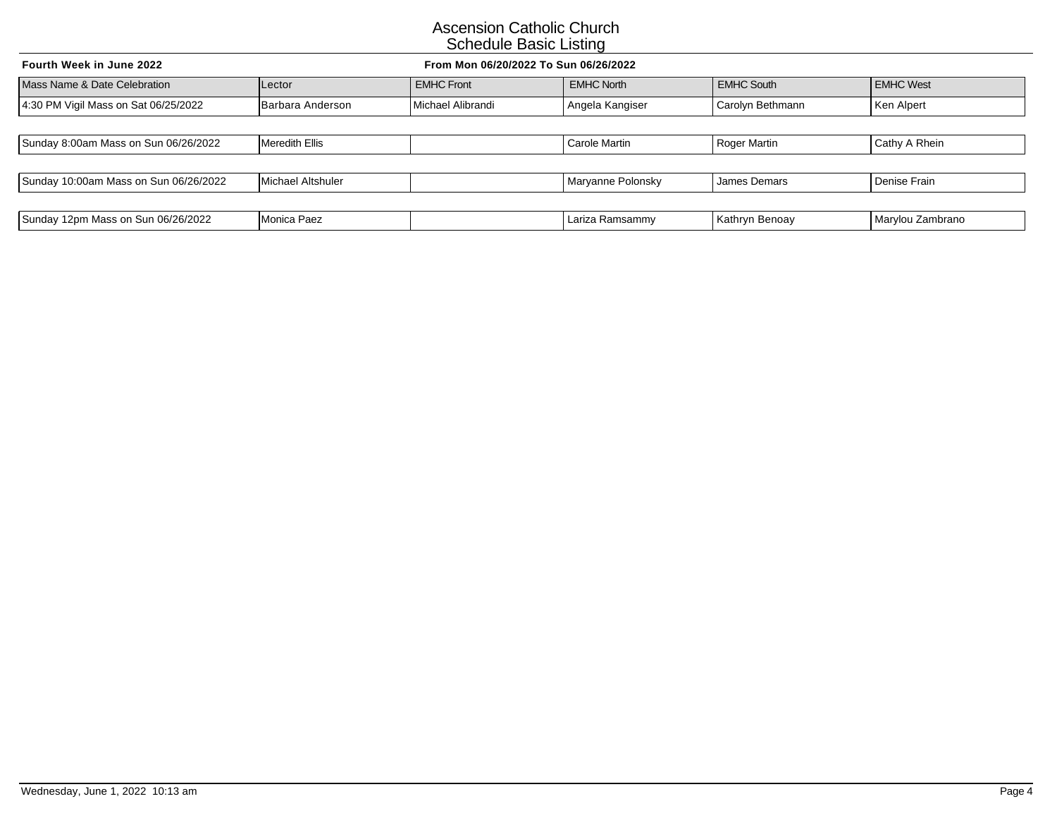# Ascension Catholic Church
## Schedule Basic Listing

**Fourth Week in June 2022** **From Mon 06/20/2022 To Sun 06/26/2022**

| Mass Name & Date Celebration | Lector | EMHC Front | EMHC North | EMHC South | EMHC West |
|---|---|---|---|---|---|
| 4:30 PM Vigil Mass on Sat 06/25/2022 | Barbara Anderson | Michael Alibrandi | Angela Kangiser | Carolyn Bethmann | Ken Alpert |
| Sunday 8:00am Mass on Sun 06/26/2022 | Meredith Ellis | | Carole Martin | Roger Martin | Cathy A Rhein |
| Sunday 10:00am Mass on Sun 06/26/2022 | Michael Altshuler | | Maryanne Polonsky | James Demars | Denise Frain |
| Sunday 12pm Mass on Sun 06/26/2022 | Monica Paez | | Lariza Ramsammy | Kathryn Benoay | Marylou Zambrano |

Wednesday, June 1, 2022 10:13 am